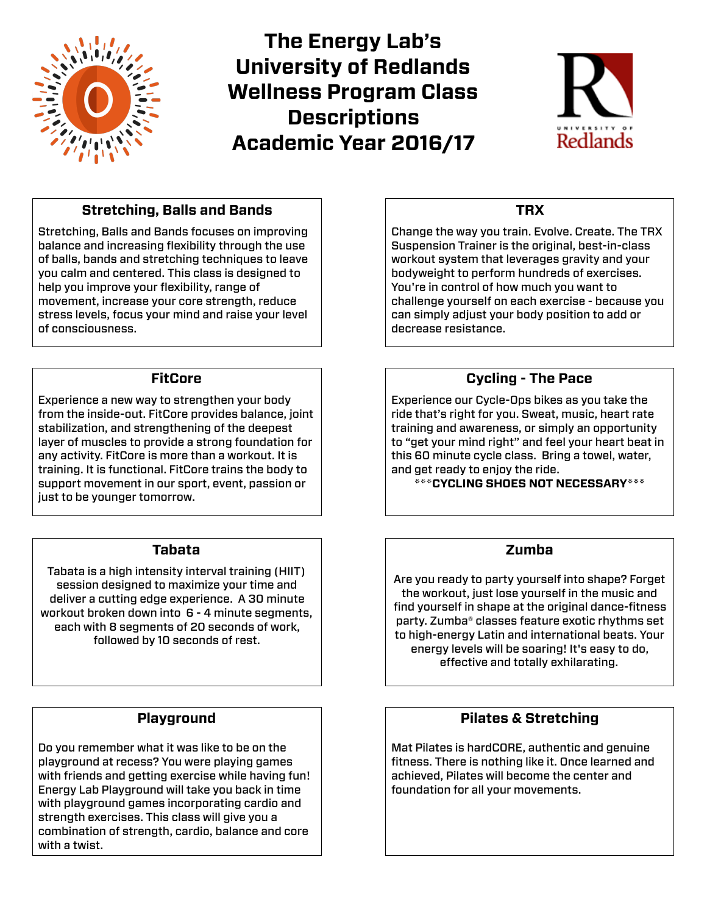# The Energy Lab's University of Redlands Wellness Program Class Descriptions Academic Year 2016/17

## Stretching, Balls and Bands

Stretching, Balls and Bands focuses on improving balance and increasing flexibility through the use of balls, bands and stretching techniques to leave you calm and centered. This class is designed to help you improve your flexibility, range of movement, increase your core strength, reduce stress levels, focus your mind and raise your level of consciousness.

## TRX

Change the way you train. Evolve. Create. The TRX Suspension Trainer is the original, best-in-class workout system that leverages gravity and your bodyweight to perform hundreds of exercises. You're in control of how much you want to challenge yourself on each exercise - because you can simply adjust your body position to add or decrease resistance.

## FitCore

Experience a new way to strengthen your body from the inside-out. FitCore provides balance, joint stabilization, and strengthening of the deepest layer of muscles to provide a strong foundation for any activity. FitCore is more than a workout. It is training. It is functional. FitCore trains the body to support movement in our sport, event, passion or just to be younger tomorrow.

## Cycling - The Pace

Experience our Cycle-Ops bikes as you take the ride that's right for you. Sweat, music, heart rate training and awareness, or simply an opportunity to "get your mind right" and feel your heart beat in this 60 minute cycle class. Bring a towel, water, and get ready to enjoy the ride.

***CYCLING SHOES NOT NECESSARY***

## Tabata

Tabata is a high intensity interval training (HIIT) session designed to maximize your time and deliver a cutting edge experience. A 30 minute workout broken down into 6 - 4 minute segments, each with 8 segments of 20 seconds of work, followed by 10 seconds of rest.

## Zumba

Are you ready to party yourself into shape? Forget the workout, just lose yourself in the music and find yourself in shape at the original dance-fitness party. Zumba® classes feature exotic rhythms set to high-energy Latin and international beats. Your energy levels will be soaring! It's easy to do, effective and totally exhilarating.

## Playground

Do you remember what it was like to be on the playground at recess? You were playing games with friends and getting exercise while having fun! Energy Lab Playground will take you back in time with playground games incorporating cardio and strength exercises. This class will give you a combination of strength, cardio, balance and core with a twist.

## Pilates & Stretching

Mat Pilates is hardCORE, authentic and genuine fitness. There is nothing like it. Once learned and achieved, Pilates will become the center and foundation for all your movements.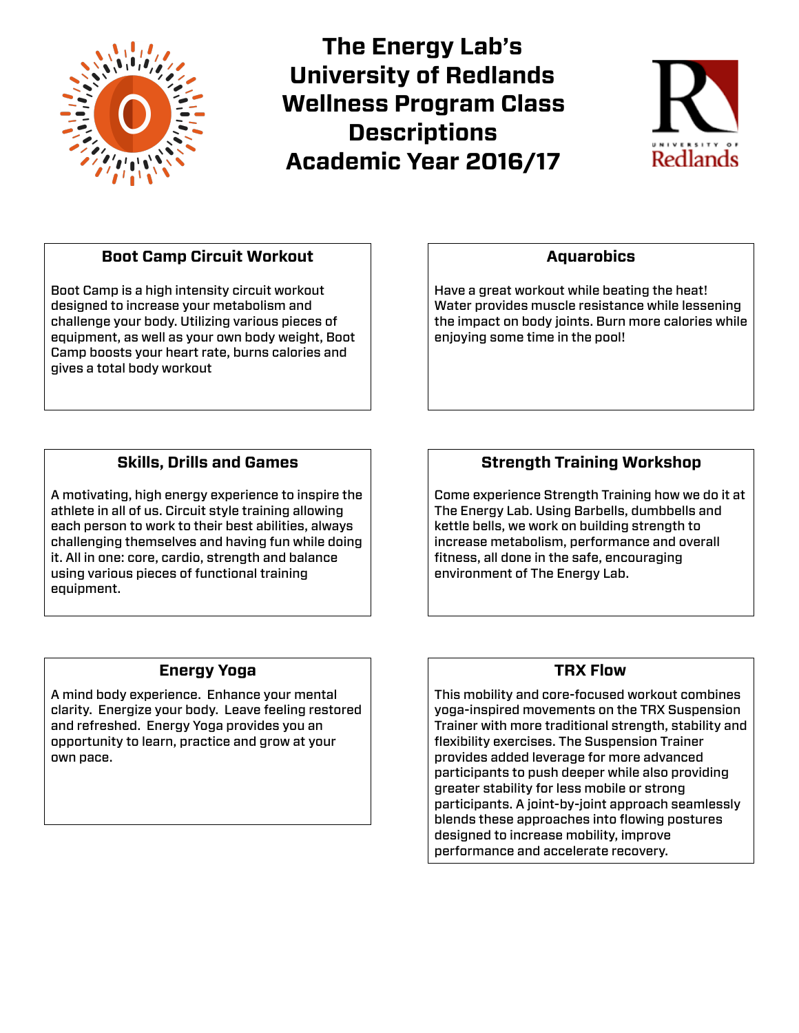# The Energy Lab's University of Redlands Wellness Program Class Descriptions Academic Year 2016/17

## Boot Camp Circuit Workout

Boot Camp is a high intensity circuit workout designed to increase your metabolism and challenge your body. Utilizing various pieces of equipment, as well as your own body weight, Boot Camp boosts your heart rate, burns calories and gives a total body workout

## Aquarobics

Have a great workout while beating the heat! Water provides muscle resistance while lessening the impact on body joints. Burn more calories while enjoying some time in the pool!

## Skills, Drills and Games

A motivating, high energy experience to inspire the athlete in all of us. Circuit style training allowing each person to work to their best abilities, always challenging themselves and having fun while doing it. All in one: core, cardio, strength and balance using various pieces of functional training equipment.

## Strength Training Workshop

Come experience Strength Training how we do it at The Energy Lab. Using Barbells, dumbbells and kettle bells, we work on building strength to increase metabolism, performance and overall fitness, all done in the safe, encouraging environment of The Energy Lab.

## Energy Yoga

A mind body experience. Enhance your mental clarity. Energize your body. Leave feeling restored and refreshed. Energy Yoga provides you an opportunity to learn, practice and grow at your own pace.

## TRX Flow

This mobility and core-focused workout combines yoga-inspired movements on the TRX Suspension Trainer with more traditional strength, stability and flexibility exercises. The Suspension Trainer provides added leverage for more advanced participants to push deeper while also providing greater stability for less mobile or strong participants. A joint-by-joint approach seamlessly blends these approaches into flowing postures designed to increase mobility, improve performance and accelerate recovery.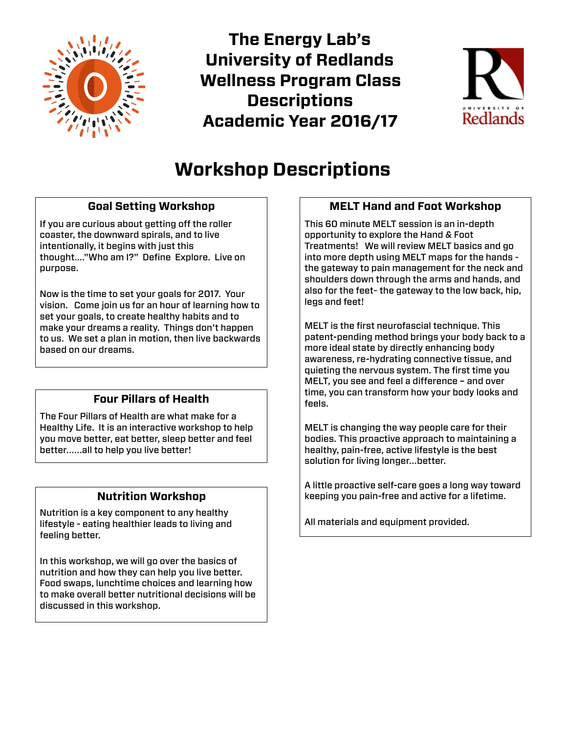# The Energy Lab's University of Redlands Wellness Program Class Descriptions Academic Year 2016/17

## Workshop Descriptions

### Goal Setting Workshop

If you are curious about getting off the roller coaster, the downward spirals, and to live intentionally, it begins with just this thought...."Who am I?" Define Explore. Live on purpose.

Now is the time to set your goals for 2017. Your vision. Come join us for an hour of learning how to set your goals, to create healthy habits and to make your dreams a reality. Things don't happen to us. We set a plan in motion, then live backwards based on our dreams.

### Four Pillars of Health

The Four Pillars of Health are what make for a Healthy Life. It is an interactive workshop to help you move better, eat better, sleep better and feel better......all to help you live better!

### Nutrition Workshop

Nutrition is a key component to any healthy lifestyle - eating healthier leads to living and feeling better.

In this workshop, we will go over the basics of nutrition and how they can help you live better. Food swaps, lunchtime choices and learning how to make overall better nutritional decisions will be discussed in this workshop.

### MELT Hand and Foot Workshop

This 60 minute MELT session is an in-depth opportunity to explore the Hand & Foot Treatments! We will review MELT basics and go into more depth using MELT maps for the hands - the gateway to pain management for the neck and shoulders down through the arms and hands, and also for the feet- the gateway to the low back, hip, legs and feet!

MELT is the first neurofascial technique. This patent-pending method brings your body back to a more ideal state by directly enhancing body awareness, re-hydrating connective tissue, and quieting the nervous system. The first time you MELT, you see and feel a difference – and over time, you can transform how your body looks and feels.

MELT is changing the way people care for their bodies. This proactive approach to maintaining a healthy, pain-free, active lifestyle is the best solution for living longer...better.

A little proactive self-care goes a long way toward keeping you pain-free and active for a lifetime.

All materials and equipment provided.